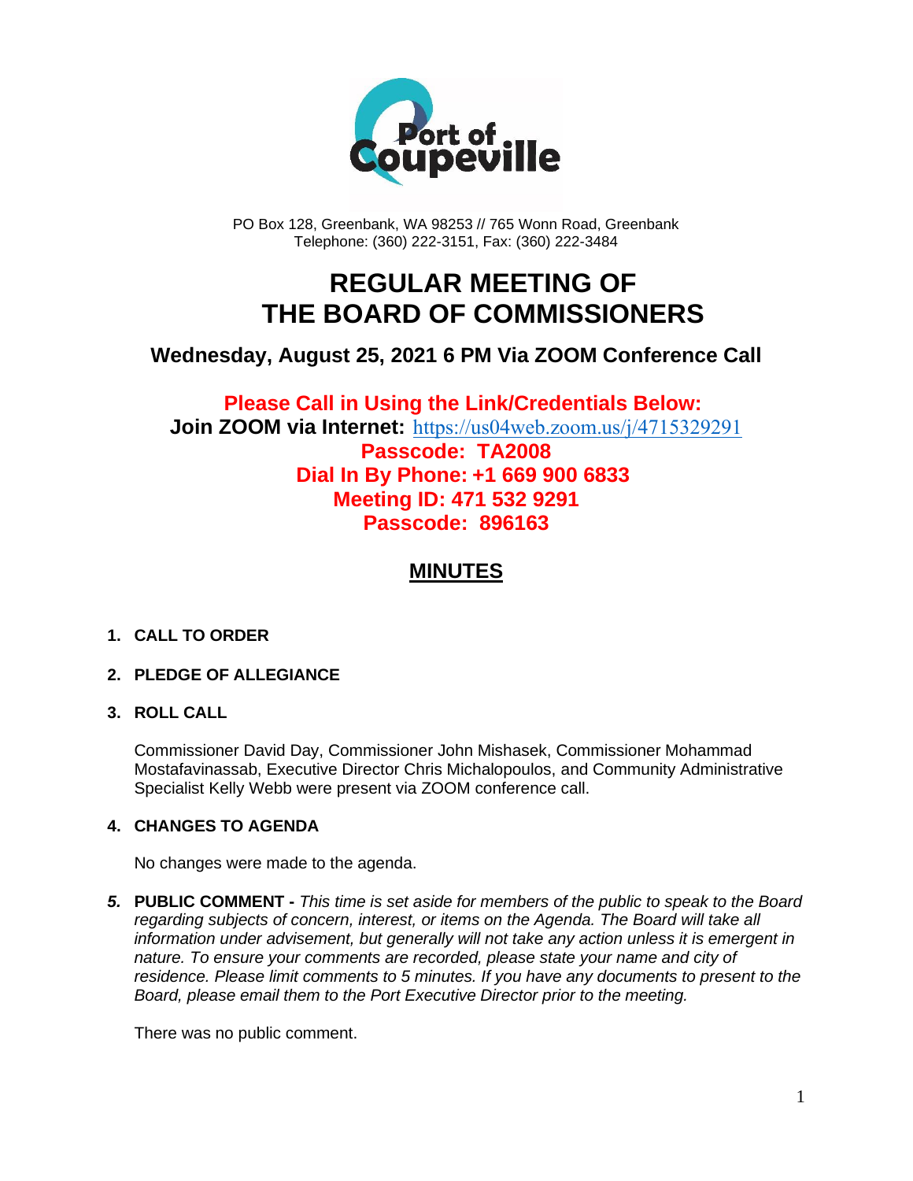PO Box 128, Greenbank, WA 98253 // 765 Wonn Road, Greenbank
Telephone: (360) 222-3151, Fax: (360) 222-3484

# REGULAR MEETING OF THE BOARD OF COMMISSIONERS

## Wednesday, August 25, 2021 6 PM Via ZOOM Conference Call

**Please Call in Using the Link/Credentials Below:**
**Join ZOOM via Internet:** https://us04web.zoom.us/j/4715329291
**Passcode: TA2008**
**Dial In By Phone: +1 669 900 6833**
**Meeting ID: 471 532 9291**
**Passcode: 896163**

## MINUTES

1. **CALL TO ORDER**

2. **PLEDGE OF ALLEGIANCE**

3. **ROLL CALL**

   Commissioner David Day, Commissioner John Mishasek, Commissioner Mohammad Mostafavinassab, Executive Director Chris Michalopoulos, and Community Administrative Specialist Kelly Webb were present via ZOOM conference call.

4. **CHANGES TO AGENDA**

   No changes were made to the agenda.

5. **PUBLIC COMMENT -** *This time is set aside for members of the public to speak to the Board regarding subjects of concern, interest, or items on the Agenda. The Board will take all information under advisement, but generally will not take any action unless it is emergent in nature. To ensure your comments are recorded, please state your name and city of residence. Please limit comments to 5 minutes. If you have any documents to present to the Board, please email them to the Port Executive Director prior to the meeting.*

   There was no public comment.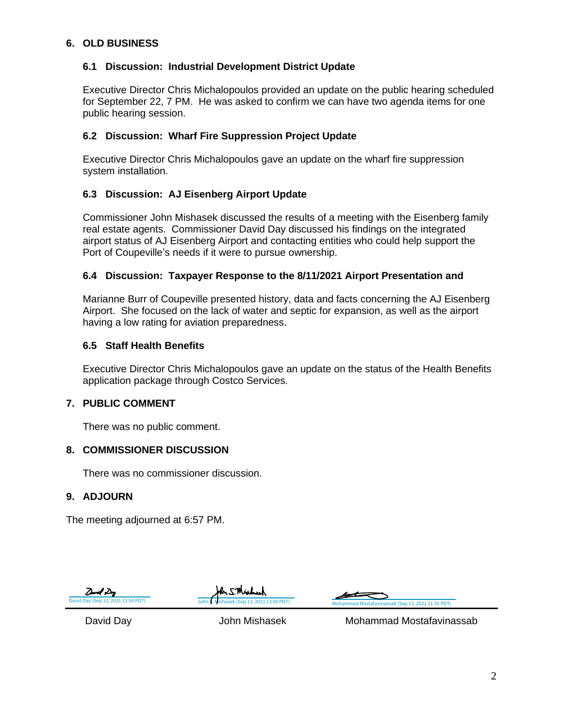## 6. OLD BUSINESS

### 6.1 Discussion: Industrial Development District Update

Executive Director Chris Michalopoulos provided an update on the public hearing scheduled for September 22, 7 PM. He was asked to confirm we can have two agenda items for one public hearing session.

### 6.2 Discussion: Wharf Fire Suppression Project Update

Executive Director Chris Michalopoulos gave an update on the wharf fire suppression system installation.

### 6.3 Discussion: AJ Eisenberg Airport Update

Commissioner John Mishasek discussed the results of a meeting with the Eisenberg family real estate agents. Commissioner David Day discussed his findings on the integrated airport status of AJ Eisenberg Airport and contacting entities who could help support the Port of Coupeville's needs if it were to pursue ownership.

### 6.4 Discussion: Taxpayer Response to the 8/11/2021 Airport Presentation and

Marianne Burr of Coupeville presented history, data and facts concerning the AJ Eisenberg Airport. She focused on the lack of water and septic for expansion, as well as the airport having a low rating for aviation preparedness.

### 6.5 Staff Health Benefits

Executive Director Chris Michalopoulos gave an update on the status of the Health Benefits application package through Costco Services.

## 7. PUBLIC COMMENT

There was no public comment.

## 8. COMMISSIONER DISCUSSION

There was no commissioner discussion.

## 9. ADJOURN

The meeting adjourned at 6:57 PM.

David Day (Sep 13, 2021 13:59 PDT) — John S. Mishasek (Sep 13, 2021 13:00 PDT) — Mohammad Mostafavinassab (Sep 13, 2021 21:55 PDT)

| David Day | John Mishasek | Mohammad Mostafavinassab |
|---|---|---|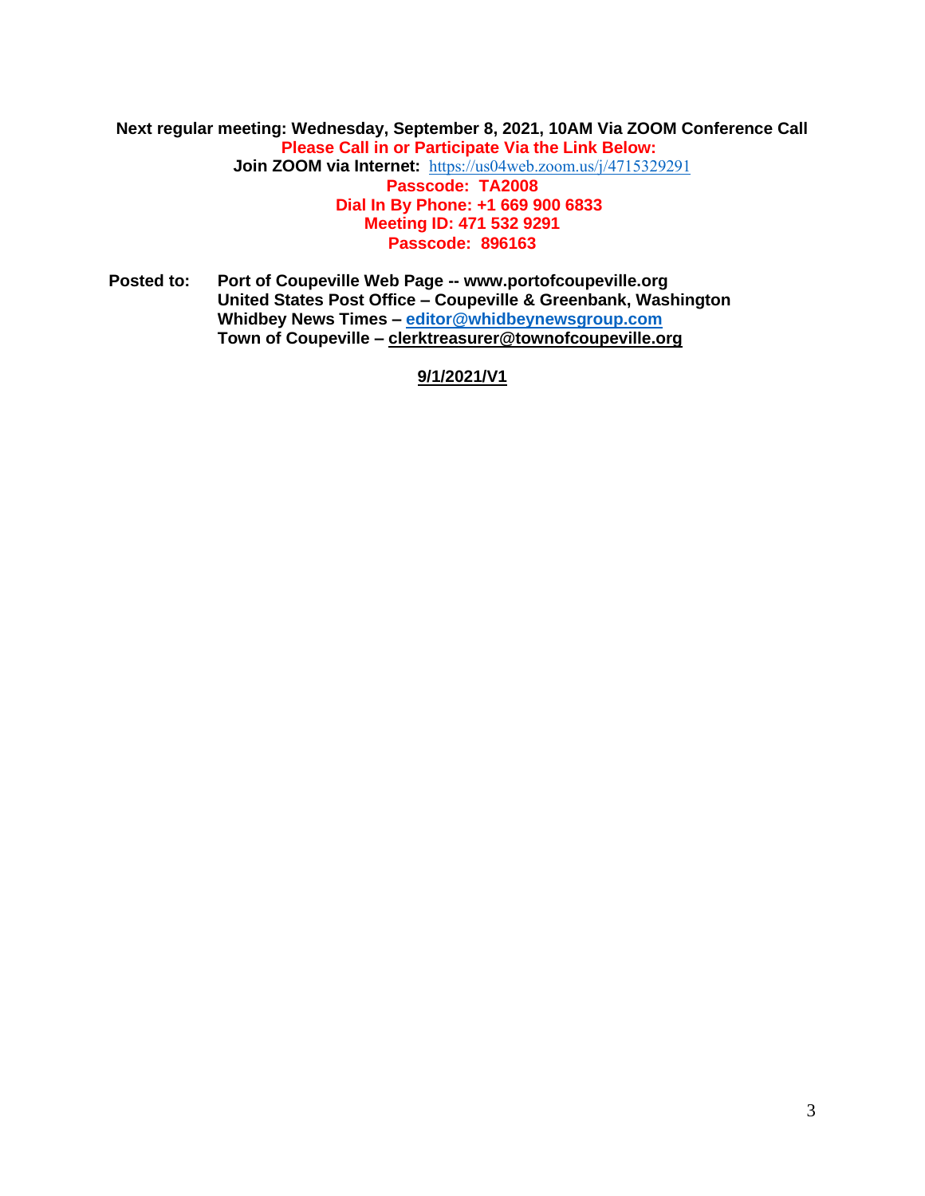**Next regular meeting: Wednesday, September 8, 2021, 10AM Via ZOOM Conference Call**

**Please Call in or Participate Via the Link Below:**

**Join ZOOM via Internet:** https://us04web.zoom.us/j/4715329291

**Passcode: TA2008**

**Dial In By Phone: +1 669 900 6833**

**Meeting ID: 471 532 9291**

**Passcode: 896163**

**Posted to:** **Port of Coupeville Web Page -- www.portofcoupeville.org**
**United States Post Office – Coupeville & Greenbank, Washington**
**Whidbey News Times – editor@whidbeynewsgroup.com**
**Town of Coupeville – clerktreasurer@townofcoupeville.org**

**9/1/2021/V1**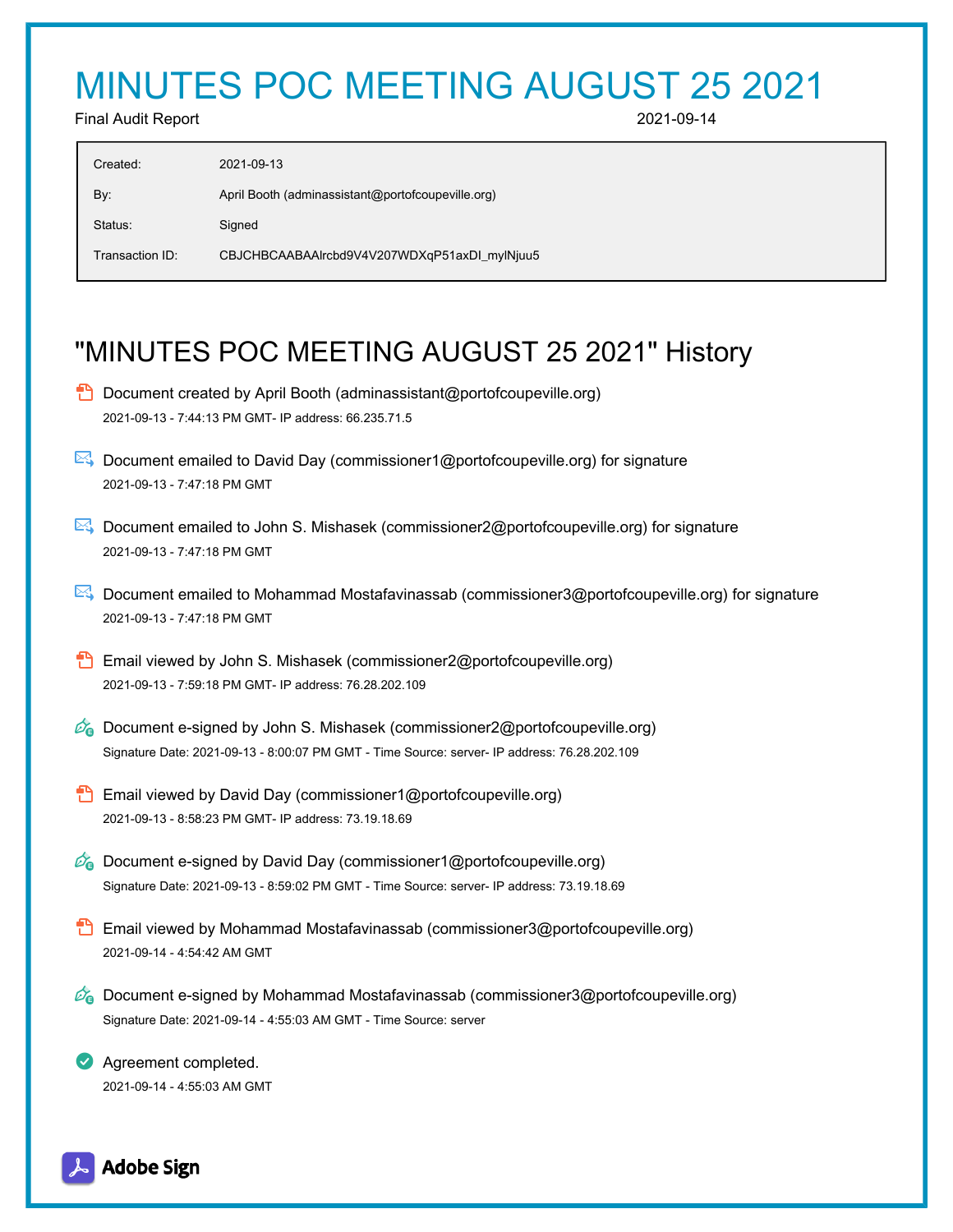# MINUTES POC MEETING AUGUST 25 2021

Final Audit Report 2021-09-14

| | |
|---|---|
| Created: | 2021-09-13 |
| By: | April Booth (adminassistant@portofcoupeville.org) |
| Status: | Signed |
| Transaction ID: | CBJCHBCAABAAlrcbd9V4V207WDXqP51axDI_mylNjuu5 |

## "MINUTES POC MEETING AUGUST 25 2021" History

- Document created by April Booth (adminassistant@portofcoupeville.org)
  2021-09-13 - 7:44:13 PM GMT- IP address: 66.235.71.5

- Document emailed to David Day (commissioner1@portofcoupeville.org) for signature
  2021-09-13 - 7:47:18 PM GMT

- Document emailed to John S. Mishasek (commissioner2@portofcoupeville.org) for signature
  2021-09-13 - 7:47:18 PM GMT

- Document emailed to Mohammad Mostafavinassab (commissioner3@portofcoupeville.org) for signature
  2021-09-13 - 7:47:18 PM GMT

- Email viewed by John S. Mishasek (commissioner2@portofcoupeville.org)
  2021-09-13 - 7:59:18 PM GMT- IP address: 76.28.202.109

- Document e-signed by John S. Mishasek (commissioner2@portofcoupeville.org)
  Signature Date: 2021-09-13 - 8:00:07 PM GMT - Time Source: server- IP address: 76.28.202.109

- Email viewed by David Day (commissioner1@portofcoupeville.org)
  2021-09-13 - 8:58:23 PM GMT- IP address: 73.19.18.69

- Document e-signed by David Day (commissioner1@portofcoupeville.org)
  Signature Date: 2021-09-13 - 8:59:02 PM GMT - Time Source: server- IP address: 73.19.18.69

- Email viewed by Mohammad Mostafavinassab (commissioner3@portofcoupeville.org)
  2021-09-14 - 4:54:42 AM GMT

- Document e-signed by Mohammad Mostafavinassab (commissioner3@portofcoupeville.org)
  Signature Date: 2021-09-14 - 4:55:03 AM GMT - Time Source: server

- Agreement completed.
  2021-09-14 - 4:55:03 AM GMT

Adobe Sign